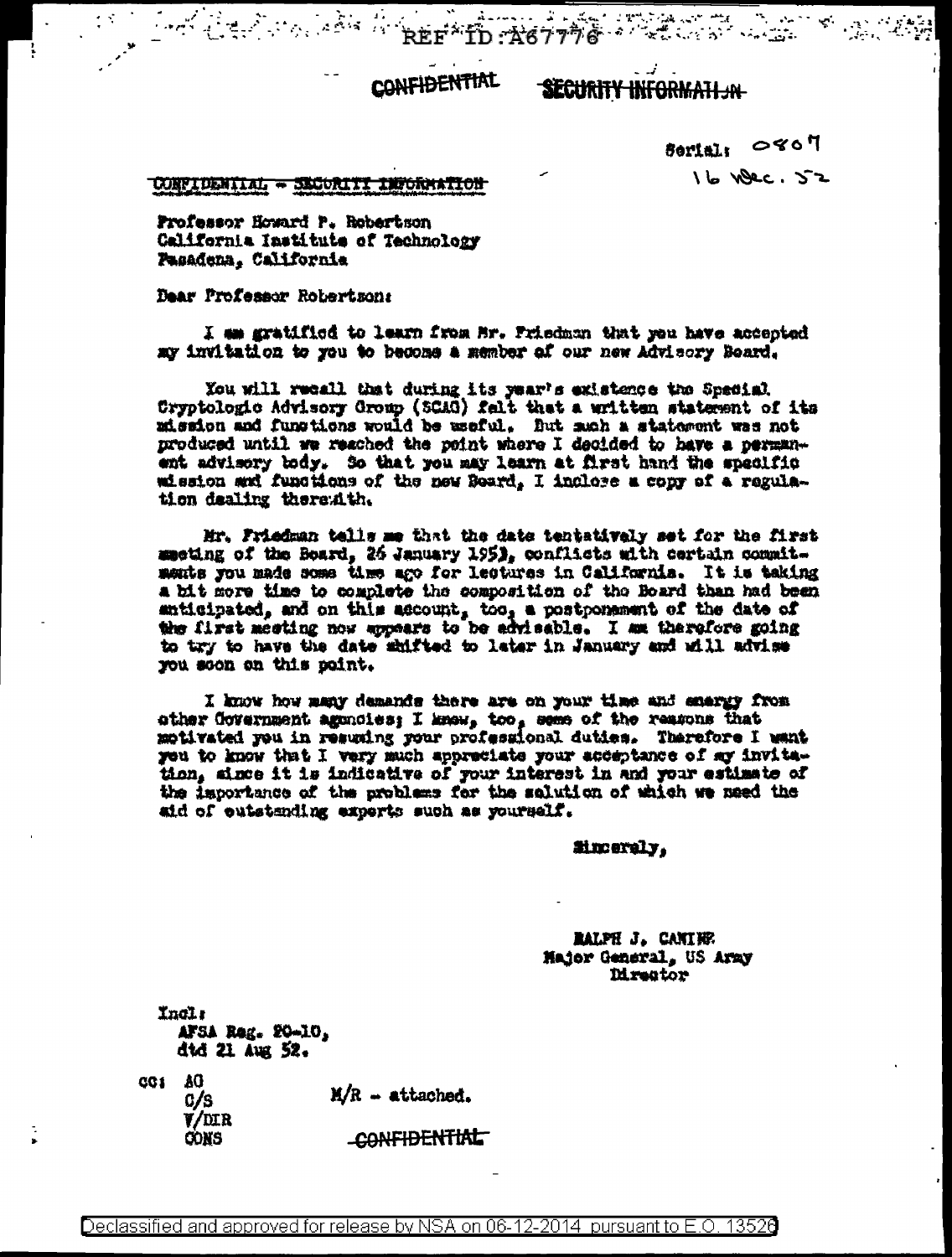REF ID:A67776

CONFIDENTIAL ~~SECURITY INFORMATION~~

Serial: 0807
16 Dec. 52

~~CONFIDENTIAL - SECURITY INFORMATION~~

Professor Howard P. Robertson
California Institute of Technology
Pasadena, California

Dear Professor Robertson:

I am gratified to learn from Mr. Friedman that you have accepted my invitation to you to become a member of our new Advisory Board.

You will recall that during its year's existence the Special Cryptologic Advisory Group (SCAG) felt that a written statement of its mission and functions would be useful. But such a statement was not produced until we reached the point where I decided to have a permanent advisory body. So that you may learn at first hand the specific mission and functions of the new Board, I inclose a copy of a regulation dealing therewith.

Mr. Friedman tells me that the date tentatively set for the first meeting of the Board, 26 January 1953, conflicts with certain commitments you made some time ago for lectures in California. It is taking a bit more time to complete the composition of the Board than had been anticipated, and on this account, too, a postponement of the date of the first meeting now appears to be advisable. I am therefore going to try to have the date shifted to later in January and will advise you soon on this point.

I know how many demands there are on your time and energy from other Government agencies; I know, too, some of the reasons that motivated you in resuming your professional duties. Therefore I want you to know that I very much appreciate your acceptance of my invitation, since it is indicative of your interest in and your estimate of the importance of the problems for the solution of which we need the aid of outstanding experts such as yourself.

Sincerely,

RALPH J. CANINE
Major General, US Army
Director

Incl:
AFSA Reg. 20-10,
dtd 21 Aug 52.

CC: AG
C/S
V/DIR
CONS

M/R - attached.

~~CONFIDENTIAL~~

Declassified and approved for release by NSA on 06-12-2014 pursuant to E.O. 13526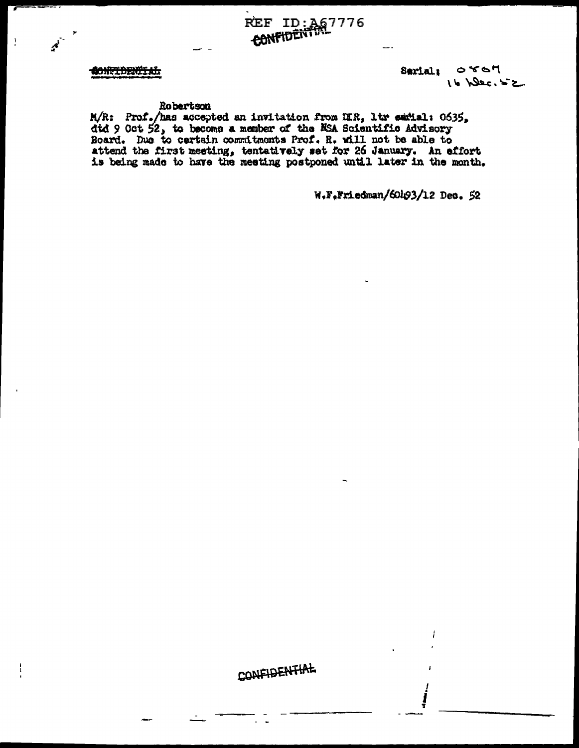REF ID:A67776

CONFIDENTIAL

CONFIDENTIAL

Serial: 0804
16 Dec. 52

Robertson
M/R: Prof./has accepted an invitation from DIR, ltr serial: 0635, dtd 9 Oct 52, to become a member of the NSA Scientific Advisory Board. Due to certain commitments Prof. R. will not be able to attend the first meeting, tentatively set for 26 January. An effort is being made to have the meeting postponed until later in the month.

W.F.Friedman/60493/12 Dec. 52

CONFIDENTIAL